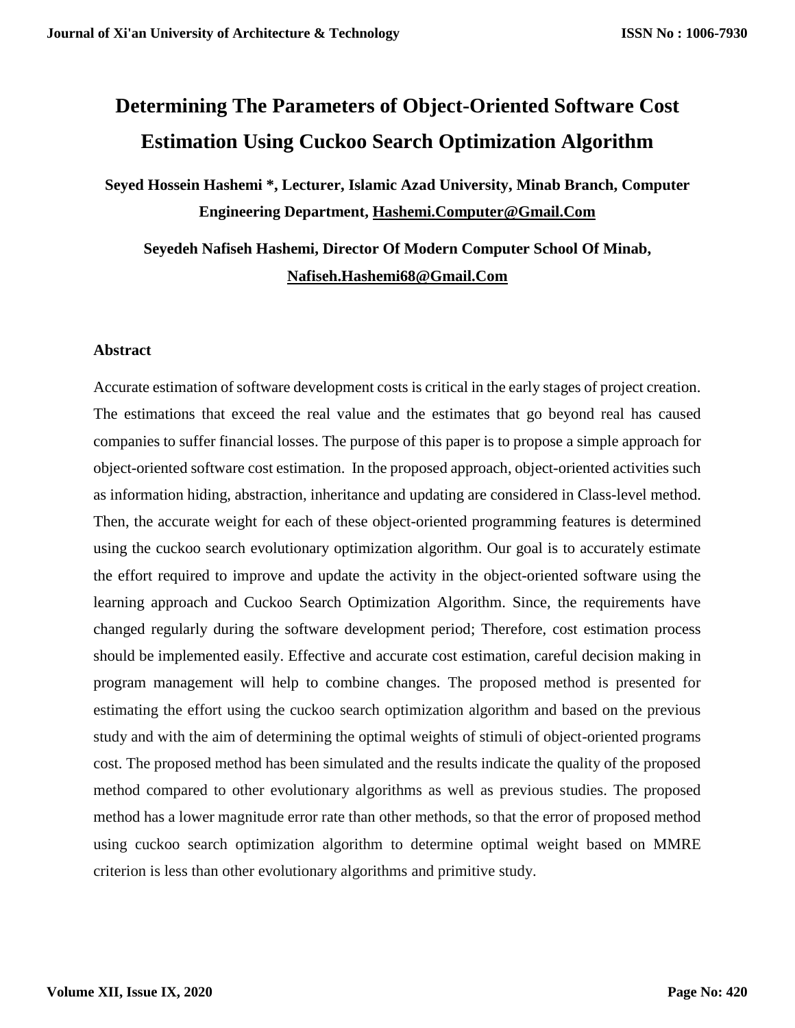# Determining The Parameters of Object-Oriented Software Cost Estimation Using Cuckoo Search Optimization Algorithm

**Seyed Hossein Hashemi \*, Lecturer, Islamic Azad University, Minab Branch, Computer Engineering Department, Hashemi.Computer@Gmail.Com**

**Seyedeh Nafiseh Hashemi, Director Of Modern Computer School Of Minab, Nafiseh.Hashemi68@Gmail.Com**

## Abstract

Accurate estimation of software development costs is critical in the early stages of project creation. The estimations that exceed the real value and the estimates that go beyond real has caused companies to suffer financial losses. The purpose of this paper is to propose a simple approach for object-oriented software cost estimation. In the proposed approach, object-oriented activities such as information hiding, abstraction, inheritance and updating are considered in Class-level method. Then, the accurate weight for each of these object-oriented programming features is determined using the cuckoo search evolutionary optimization algorithm. Our goal is to accurately estimate the effort required to improve and update the activity in the object-oriented software using the learning approach and Cuckoo Search Optimization Algorithm. Since, the requirements have changed regularly during the software development period; Therefore, cost estimation process should be implemented easily. Effective and accurate cost estimation, careful decision making in program management will help to combine changes. The proposed method is presented for estimating the effort using the cuckoo search optimization algorithm and based on the previous study and with the aim of determining the optimal weights of stimuli of object-oriented programs cost. The proposed method has been simulated and the results indicate the quality of the proposed method compared to other evolutionary algorithms as well as previous studies. The proposed method has a lower magnitude error rate than other methods, so that the error of proposed method using cuckoo search optimization algorithm to determine optimal weight based on MMRE criterion is less than other evolutionary algorithms and primitive study.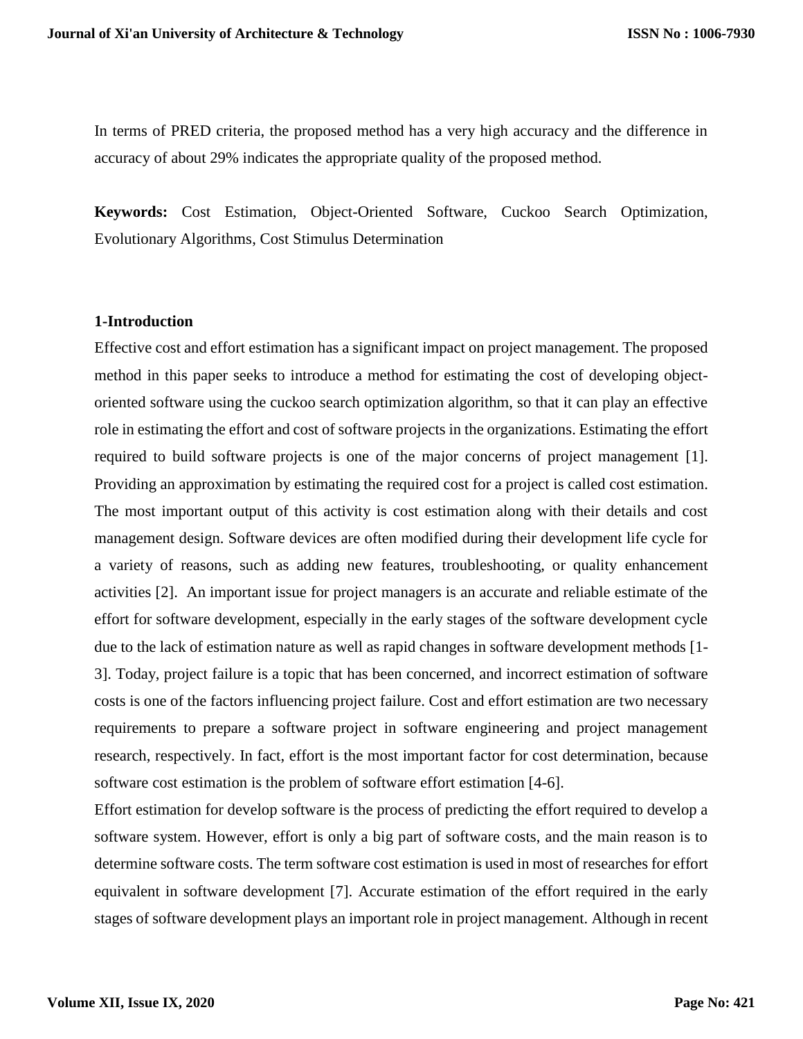In terms of PRED criteria, the proposed method has a very high accuracy and the difference in accuracy of about 29% indicates the appropriate quality of the proposed method.

**Keywords:** Cost Estimation, Object-Oriented Software, Cuckoo Search Optimization, Evolutionary Algorithms, Cost Stimulus Determination

## 1-Introduction

Effective cost and effort estimation has a significant impact on project management. The proposed method in this paper seeks to introduce a method for estimating the cost of developing object-oriented software using the cuckoo search optimization algorithm, so that it can play an effective role in estimating the effort and cost of software projects in the organizations. Estimating the effort required to build software projects is one of the major concerns of project management [1]. Providing an approximation by estimating the required cost for a project is called cost estimation. The most important output of this activity is cost estimation along with their details and cost management design. Software devices are often modified during their development life cycle for a variety of reasons, such as adding new features, troubleshooting, or quality enhancement activities [2]. An important issue for project managers is an accurate and reliable estimate of the effort for software development, especially in the early stages of the software development cycle due to the lack of estimation nature as well as rapid changes in software development methods [1-3]. Today, project failure is a topic that has been concerned, and incorrect estimation of software costs is one of the factors influencing project failure. Cost and effort estimation are two necessary requirements to prepare a software project in software engineering and project management research, respectively. In fact, effort is the most important factor for cost determination, because software cost estimation is the problem of software effort estimation [4-6].

Effort estimation for develop software is the process of predicting the effort required to develop a software system. However, effort is only a big part of software costs, and the main reason is to determine software costs. The term software cost estimation is used in most of researches for effort equivalent in software development [7]. Accurate estimation of the effort required in the early stages of software development plays an important role in project management. Although in recent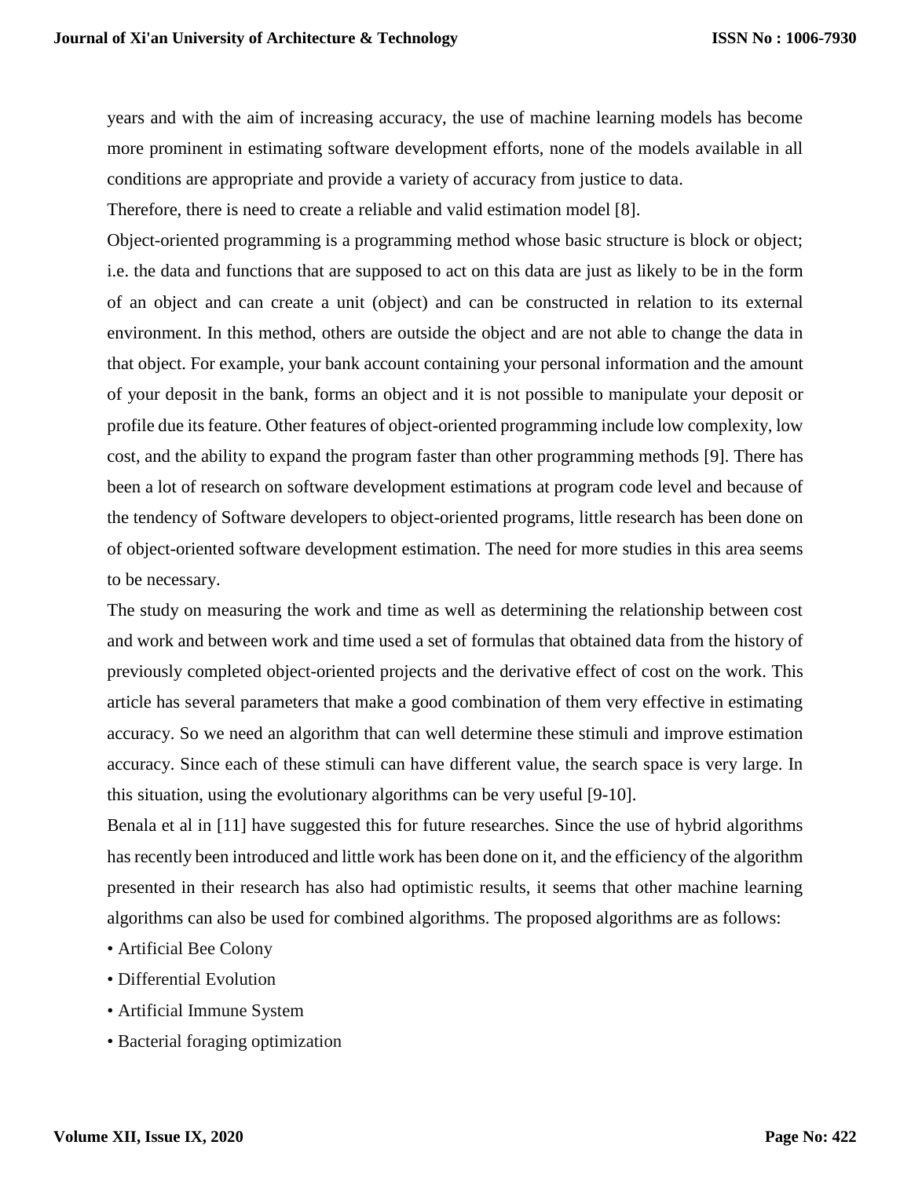years and with the aim of increasing accuracy, the use of machine learning models has become more prominent in estimating software development efforts, none of the models available in all conditions are appropriate and provide a variety of accuracy from justice to data.

Therefore, there is need to create a reliable and valid estimation model [8].

Object-oriented programming is a programming method whose basic structure is block or object; i.e. the data and functions that are supposed to act on this data are just as likely to be in the form of an object and can create a unit (object) and can be constructed in relation to its external environment. In this method, others are outside the object and are not able to change the data in that object. For example, your bank account containing your personal information and the amount of your deposit in the bank, forms an object and it is not possible to manipulate your deposit or profile due its feature. Other features of object-oriented programming include low complexity, low cost, and the ability to expand the program faster than other programming methods [9]. There has been a lot of research on software development estimations at program code level and because of the tendency of Software developers to object-oriented programs, little research has been done on of object-oriented software development estimation. The need for more studies in this area seems to be necessary.

The study on measuring the work and time as well as determining the relationship between cost and work and between work and time used a set of formulas that obtained data from the history of previously completed object-oriented projects and the derivative effect of cost on the work. This article has several parameters that make a good combination of them very effective in estimating accuracy. So we need an algorithm that can well determine these stimuli and improve estimation accuracy. Since each of these stimuli can have different value, the search space is very large. In this situation, using the evolutionary algorithms can be very useful [9-10].

Benala et al in [11] have suggested this for future researches. Since the use of hybrid algorithms has recently been introduced and little work has been done on it, and the efficiency of the algorithm presented in their research has also had optimistic results, it seems that other machine learning algorithms can also be used for combined algorithms. The proposed algorithms are as follows:

- Artificial Bee Colony
- Differential Evolution
- Artificial Immune System
- Bacterial foraging optimization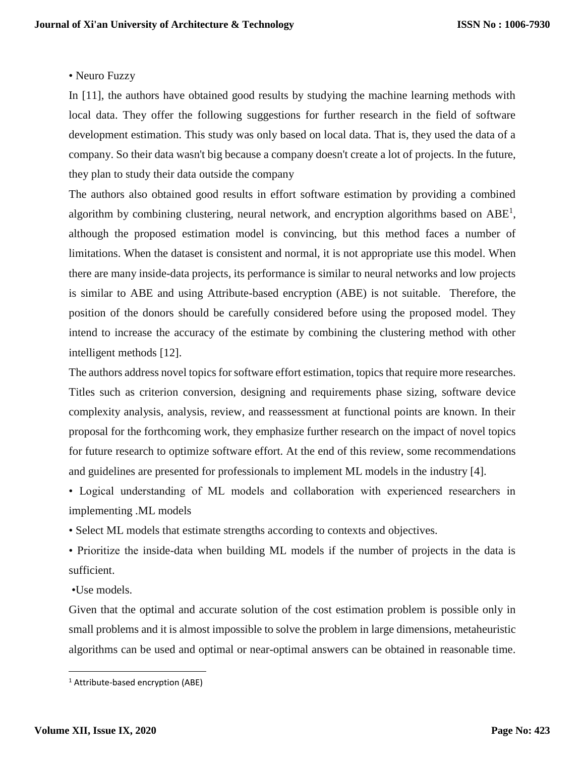• Neuro Fuzzy

In [11], the authors have obtained good results by studying the machine learning methods with local data. They offer the following suggestions for further research in the field of software development estimation. This study was only based on local data. That is, they used the data of a company. So their data wasn't big because a company doesn't create a lot of projects. In the future, they plan to study their data outside the company

The authors also obtained good results in effort software estimation by providing a combined algorithm by combining clustering, neural network, and encryption algorithms based on ABE[1], although the proposed estimation model is convincing, but this method faces a number of limitations. When the dataset is consistent and normal, it is not appropriate use this model. When there are many inside-data projects, its performance is similar to neural networks and low projects is similar to ABE and using Attribute-based encryption (ABE) is not suitable. Therefore, the position of the donors should be carefully considered before using the proposed model. They intend to increase the accuracy of the estimate by combining the clustering method with other intelligent methods [12].

The authors address novel topics for software effort estimation, topics that require more researches. Titles such as criterion conversion, designing and requirements phase sizing, software device complexity analysis, analysis, review, and reassessment at functional points are known. In their proposal for the forthcoming work, they emphasize further research on the impact of novel topics for future research to optimize software effort. At the end of this review, some recommendations and guidelines are presented for professionals to implement ML models in the industry [4].

• Logical understanding of ML models and collaboration with experienced researchers in implementing .ML models

• Select ML models that estimate strengths according to contexts and objectives.

• Prioritize the inside-data when building ML models if the number of projects in the data is sufficient.

•Use models.

Given that the optimal and accurate solution of the cost estimation problem is possible only in small problems and it is almost impossible to solve the problem in large dimensions, metaheuristic algorithms can be used and optimal or near-optimal answers can be obtained in reasonable time.

---

[1] Attribute-based encryption (ABE)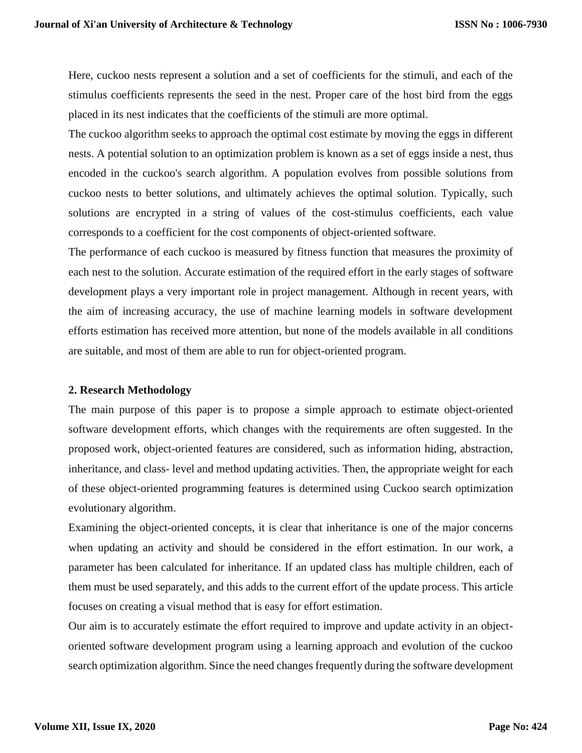Here, cuckoo nests represent a solution and a set of coefficients for the stimuli, and each of the stimulus coefficients represents the seed in the nest. Proper care of the host bird from the eggs placed in its nest indicates that the coefficients of the stimuli are more optimal.

The cuckoo algorithm seeks to approach the optimal cost estimate by moving the eggs in different nests. A potential solution to an optimization problem is known as a set of eggs inside a nest, thus encoded in the cuckoo's search algorithm. A population evolves from possible solutions from cuckoo nests to better solutions, and ultimately achieves the optimal solution. Typically, such solutions are encrypted in a string of values of the cost-stimulus coefficients, each value corresponds to a coefficient for the cost components of object-oriented software.

The performance of each cuckoo is measured by fitness function that measures the proximity of each nest to the solution. Accurate estimation of the required effort in the early stages of software development plays a very important role in project management. Although in recent years, with the aim of increasing accuracy, the use of machine learning models in software development efforts estimation has received more attention, but none of the models available in all conditions are suitable, and most of them are able to run for object-oriented program.

## 2. Research Methodology

The main purpose of this paper is to propose a simple approach to estimate object-oriented software development efforts, which changes with the requirements are often suggested. In the proposed work, object-oriented features are considered, such as information hiding, abstraction, inheritance, and class- level and method updating activities. Then, the appropriate weight for each of these object-oriented programming features is determined using Cuckoo search optimization evolutionary algorithm.

Examining the object-oriented concepts, it is clear that inheritance is one of the major concerns when updating an activity and should be considered in the effort estimation. In our work, a parameter has been calculated for inheritance. If an updated class has multiple children, each of them must be used separately, and this adds to the current effort of the update process. This article focuses on creating a visual method that is easy for effort estimation.

Our aim is to accurately estimate the effort required to improve and update activity in an object-oriented software development program using a learning approach and evolution of the cuckoo search optimization algorithm. Since the need changes frequently during the software development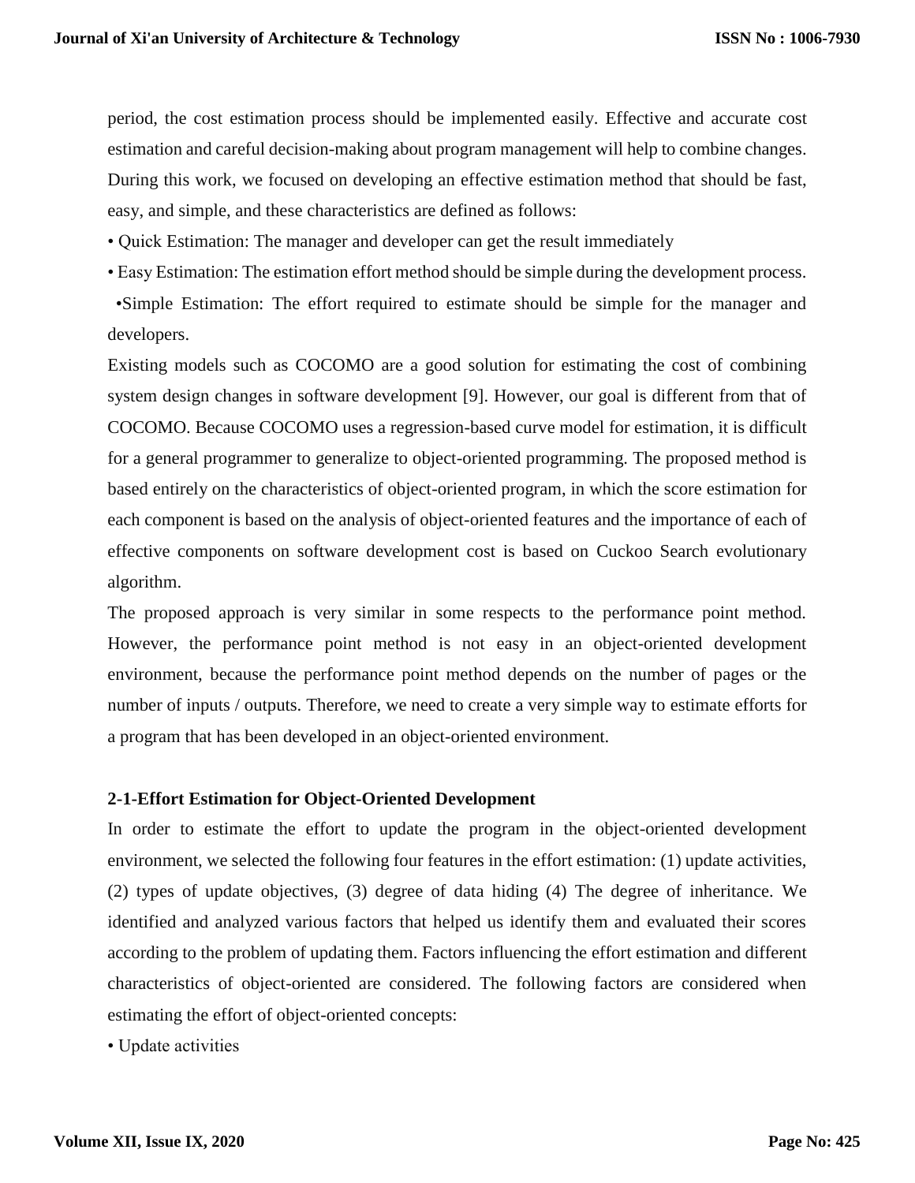period, the cost estimation process should be implemented easily. Effective and accurate cost estimation and careful decision-making about program management will help to combine changes. During this work, we focused on developing an effective estimation method that should be fast, easy, and simple, and these characteristics are defined as follows:

- Quick Estimation: The manager and developer can get the result immediately
- Easy Estimation: The estimation effort method should be simple during the development process.
- Simple Estimation: The effort required to estimate should be simple for the manager and developers.

Existing models such as COCOMO are a good solution for estimating the cost of combining system design changes in software development [9]. However, our goal is different from that of COCOMO. Because COCOMO uses a regression-based curve model for estimation, it is difficult for a general programmer to generalize to object-oriented programming. The proposed method is based entirely on the characteristics of object-oriented program, in which the score estimation for each component is based on the analysis of object-oriented features and the importance of each of effective components on software development cost is based on Cuckoo Search evolutionary algorithm.

The proposed approach is very similar in some respects to the performance point method. However, the performance point method is not easy in an object-oriented development environment, because the performance point method depends on the number of pages or the number of inputs / outputs. Therefore, we need to create a very simple way to estimate efforts for a program that has been developed in an object-oriented environment.

### 2-1-Effort Estimation for Object-Oriented Development

In order to estimate the effort to update the program in the object-oriented development environment, we selected the following four features in the effort estimation: (1) update activities, (2) types of update objectives, (3) degree of data hiding (4) The degree of inheritance. We identified and analyzed various factors that helped us identify them and evaluated their scores according to the problem of updating them. Factors influencing the effort estimation and different characteristics of object-oriented are considered. The following factors are considered when estimating the effort of object-oriented concepts:

- Update activities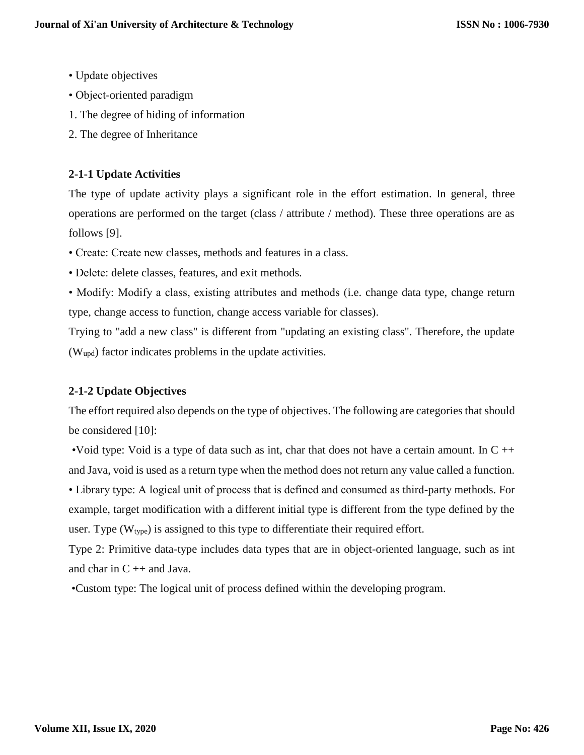- Update objectives
- Object-oriented paradigm

1. The degree of hiding of information
2. The degree of Inheritance

### 2-1-1 Update Activities

The type of update activity plays a significant role in the effort estimation. In general, three operations are performed on the target (class / attribute / method). These three operations are as follows [9].

- Create: Create new classes, methods and features in a class.
- Delete: delete classes, features, and exit methods.
- Modify: Modify a class, existing attributes and methods (i.e. change data type, change return type, change access to function, change access variable for classes).

Trying to "add a new class" is different from "updating an existing class". Therefore, the update ($W_{upd}$) factor indicates problems in the update activities.

### 2-1-2 Update Objectives

The effort required also depends on the type of objectives. The following are categories that should be considered [10]:

- Void type: Void is a type of data such as int, char that does not have a certain amount. In C ++ and Java, void is used as a return type when the method does not return any value called a function.
- Library type: A logical unit of process that is defined and consumed as third-party methods. For example, target modification with a different initial type is different from the type defined by the user. Type ($W_{type}$) is assigned to this type to differentiate their required effort.

Type 2: Primitive data-type includes data types that are in object-oriented language, such as int and char in C ++ and Java.

- Custom type: The logical unit of process defined within the developing program.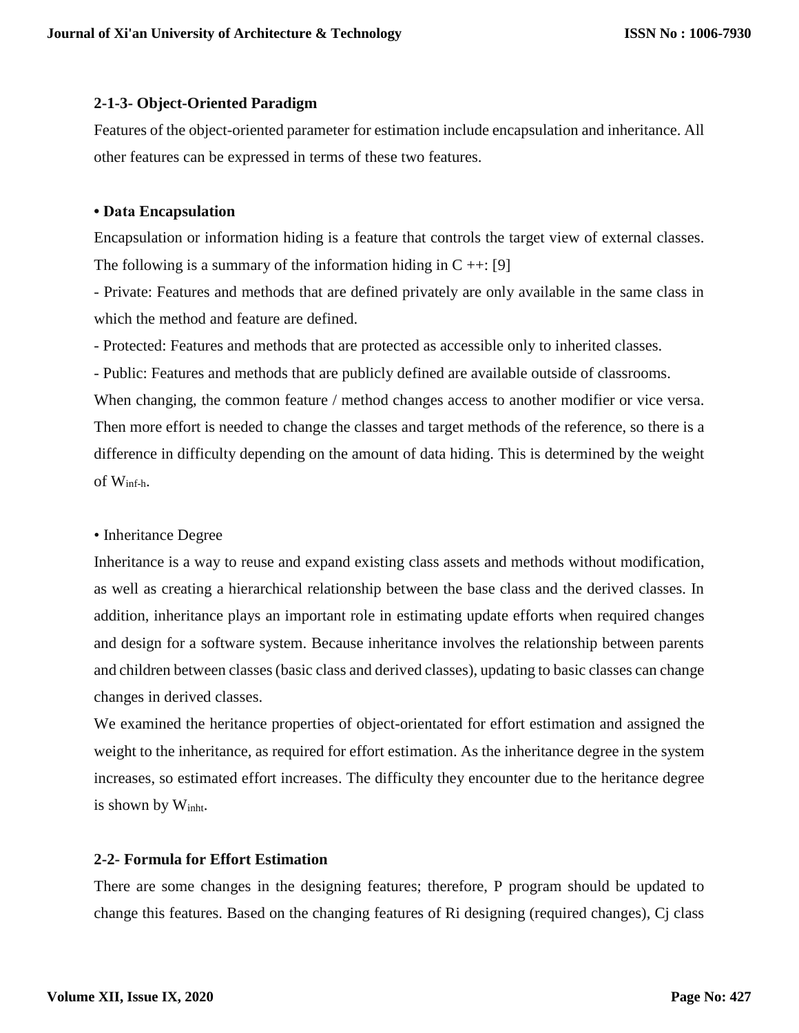### 2-1-3- Object-Oriented Paradigm

Features of the object-oriented parameter for estimation include encapsulation and inheritance. All other features can be expressed in terms of these two features.

**• Data Encapsulation**

Encapsulation or information hiding is a feature that controls the target view of external classes. The following is a summary of the information hiding in C ++: [9]

- Private: Features and methods that are defined privately are only available in the same class in which the method and feature are defined.
- Protected: Features and methods that are protected as accessible only to inherited classes.
- Public: Features and methods that are publicly defined are available outside of classrooms.

When changing, the common feature / method changes access to another modifier or vice versa. Then more effort is needed to change the classes and target methods of the reference, so there is a difference in difficulty depending on the amount of data hiding. This is determined by the weight of $W_{inf\text{-}h}$.

• Inheritance Degree

Inheritance is a way to reuse and expand existing class assets and methods without modification, as well as creating a hierarchical relationship between the base class and the derived classes. In addition, inheritance plays an important role in estimating update efforts when required changes and design for a software system. Because inheritance involves the relationship between parents and children between classes (basic class and derived classes), updating to basic classes can change changes in derived classes.

We examined the heritance properties of object-orientated for effort estimation and assigned the weight to the inheritance, as required for effort estimation. As the inheritance degree in the system increases, so estimated effort increases. The difficulty they encounter due to the heritance degree is shown by $W_{inht}$.

### 2-2- Formula for Effort Estimation

There are some changes in the designing features; therefore, P program should be updated to change this features. Based on the changing features of Ri designing (required changes), Cj class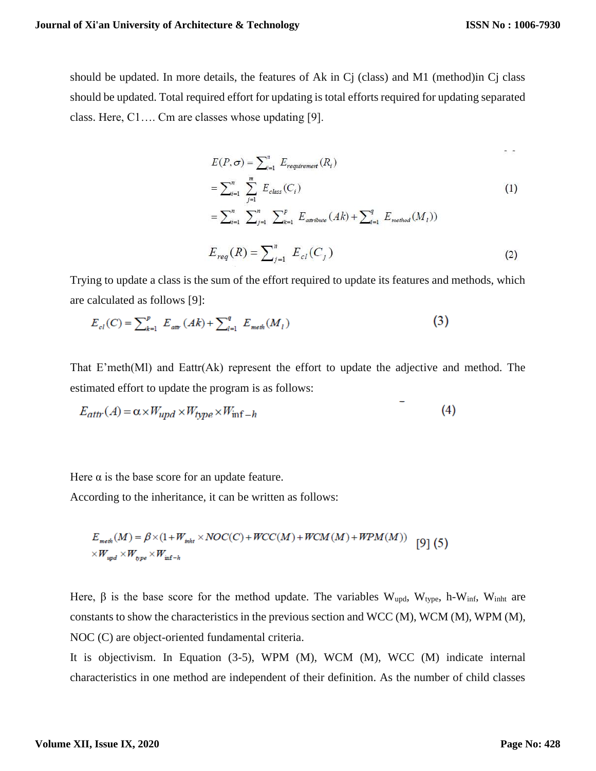should be updated. In more details, the features of Ak in Cj (class) and M1 (method)in Cj class should be updated. Total required effort for updating is total efforts required for updating separated class. Here, C1…. Cm are classes whose updating [9].

$$
\begin{aligned}
E(P,\sigma) &= \sum_{i=1}^{n} E_{requirement}(R_i) \\
&= \sum_{i=1}^{n} \sum_{j=1}^{m} E_{class}(C_i) \\
&= \sum_{i=1}^{n} \sum_{j=1}^{n} \sum_{k=1}^{p} E_{attribute}(Ak) + \sum_{l=1}^{q} E_{method}(M_l))
\end{aligned}
\tag{1}
$$

$$
E_{req}(R) = \sum_{j=1}^{n} E_{cl}(C_j) \tag{2}
$$

Trying to update a class is the sum of the effort required to update its features and methods, which are calculated as follows [9]:

$$
E_{cl}(C) = \sum_{k=1}^{p} E_{attr}(Ak) + \sum_{l=1}^{q} E_{meth}(M_l) \tag{3}
$$

That E'meth(Ml) and Eattr(Ak) represent the effort to update the adjective and method. The estimated effort to update the program is as follows:

$$
E_{attr}(A) = \alpha \times W_{upd} \times W_{type} \times W_{\inf -h} \tag{4}
$$

Here α is the base score for an update feature.

According to the inheritance, it can be written as follows:

$$
\begin{aligned}
E_{meth}(M) = \beta \times (1 + W_{inht} \times NOC(C) + WCC(M) + WCM(M) + WPM(M)) \\
\times W_{upd} \times W_{type} \times W_{\inf -h}
\end{aligned}
\quad [9] \tag{5}
$$

Here, β is the base score for the method update. The variables $W_{upd}$, $W_{type}$, h-$W_{inf}$, $W_{inht}$ are constants to show the characteristics in the previous section and WCC (M), WCM (M), WPM (M), NOC (C) are object-oriented fundamental criteria.

It is objectivism. In Equation (3-5), WPM (M), WCM (M), WCC (M) indicate internal characteristics in one method are independent of their definition. As the number of child classes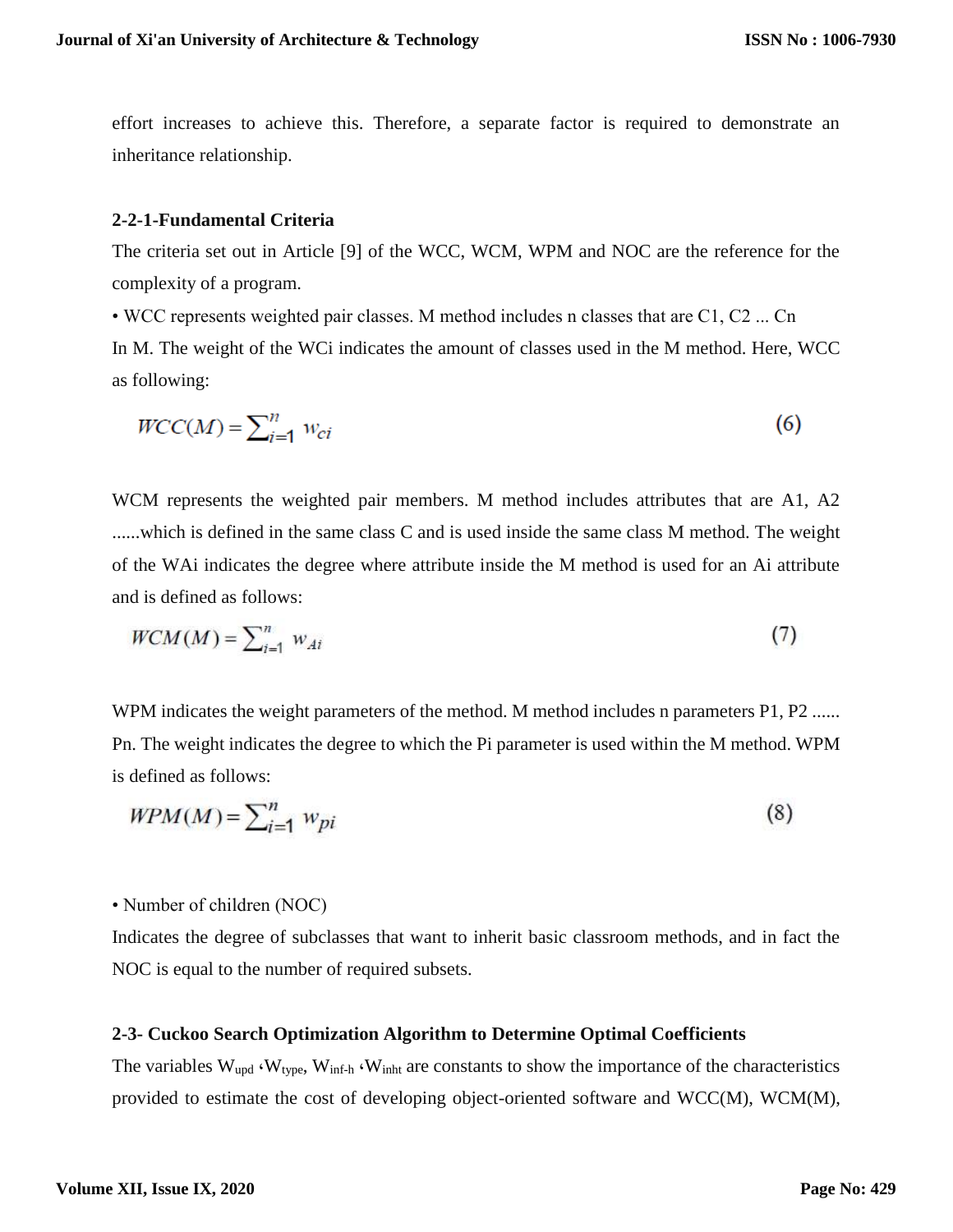effort increases to achieve this. Therefore, a separate factor is required to demonstrate an inheritance relationship.

### 2-2-1-Fundamental Criteria

The criteria set out in Article [9] of the WCC, WCM, WPM and NOC are the reference for the complexity of a program.

• WCC represents weighted pair classes. M method includes n classes that are C1, C2 ... Cn In M. The weight of the WCi indicates the amount of classes used in the M method. Here, WCC as following:

$$WCC(M) = \sum_{i=1}^{n} w_{ci} \tag{6}$$

WCM represents the weighted pair members. M method includes attributes that are A1, A2 ......which is defined in the same class C and is used inside the same class M method. The weight of the WAi indicates the degree where attribute inside the M method is used for an Ai attribute and is defined as follows:

$$WCM(M) = \sum_{i=1}^{n} w_{Ai} \tag{7}$$

WPM indicates the weight parameters of the method. M method includes n parameters P1, P2 ...... Pn. The weight indicates the degree to which the Pi parameter is used within the M method. WPM is defined as follows:

$$WPM(M) = \sum_{i=1}^{n} w_{pi} \tag{8}$$

• Number of children (NOC)

Indicates the degree of subclasses that want to inherit basic classroom methods, and in fact the NOC is equal to the number of required subsets.

### 2-3- Cuckoo Search Optimization Algorithm to Determine Optimal Coefficients

The variables $W_{upd}$ ،$W_{type}$, $W_{inf-h}$ ،$W_{inht}$ are constants to show the importance of the characteristics provided to estimate the cost of developing object-oriented software and WCC(M), WCM(M),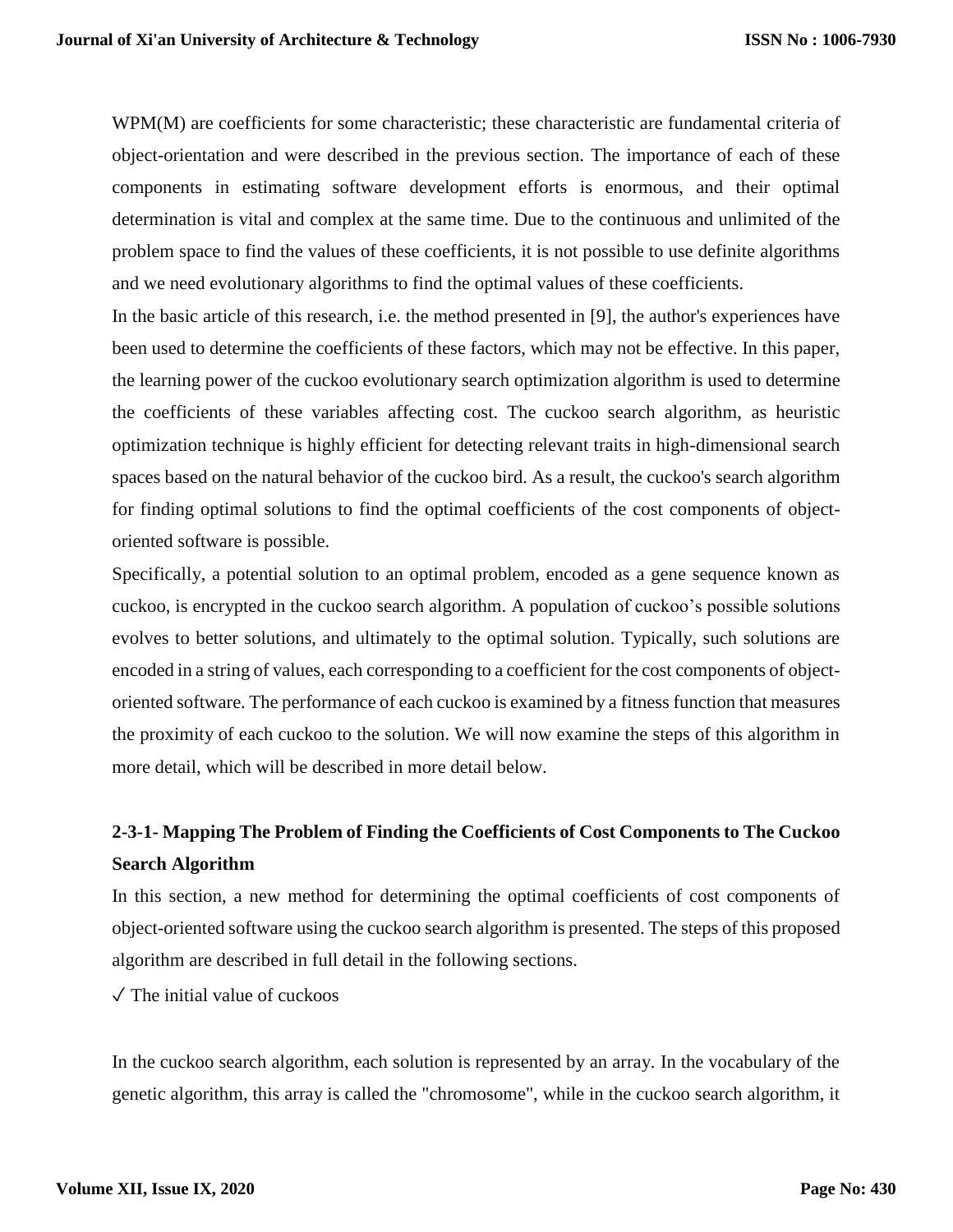WPM(M) are coefficients for some characteristic; these characteristic are fundamental criteria of object-orientation and were described in the previous section. The importance of each of these components in estimating software development efforts is enormous, and their optimal determination is vital and complex at the same time. Due to the continuous and unlimited of the problem space to find the values of these coefficients, it is not possible to use definite algorithms and we need evolutionary algorithms to find the optimal values of these coefficients.

In the basic article of this research, i.e. the method presented in [9], the author's experiences have been used to determine the coefficients of these factors, which may not be effective. In this paper, the learning power of the cuckoo evolutionary search optimization algorithm is used to determine the coefficients of these variables affecting cost. The cuckoo search algorithm, as heuristic optimization technique is highly efficient for detecting relevant traits in high-dimensional search spaces based on the natural behavior of the cuckoo bird. As a result, the cuckoo's search algorithm for finding optimal solutions to find the optimal coefficients of the cost components of object-oriented software is possible.

Specifically, a potential solution to an optimal problem, encoded as a gene sequence known as cuckoo, is encrypted in the cuckoo search algorithm. A population of cuckoo's possible solutions evolves to better solutions, and ultimately to the optimal solution. Typically, such solutions are encoded in a string of values, each corresponding to a coefficient for the cost components of object-oriented software. The performance of each cuckoo is examined by a fitness function that measures the proximity of each cuckoo to the solution. We will now examine the steps of this algorithm in more detail, which will be described in more detail below.

### 2-3-1- Mapping The Problem of Finding the Coefficients of Cost Components to The Cuckoo Search Algorithm

In this section, a new method for determining the optimal coefficients of cost components of object-oriented software using the cuckoo search algorithm is presented. The steps of this proposed algorithm are described in full detail in the following sections.

✓ The initial value of cuckoos

In the cuckoo search algorithm, each solution is represented by an array. In the vocabulary of the genetic algorithm, this array is called the "chromosome", while in the cuckoo search algorithm, it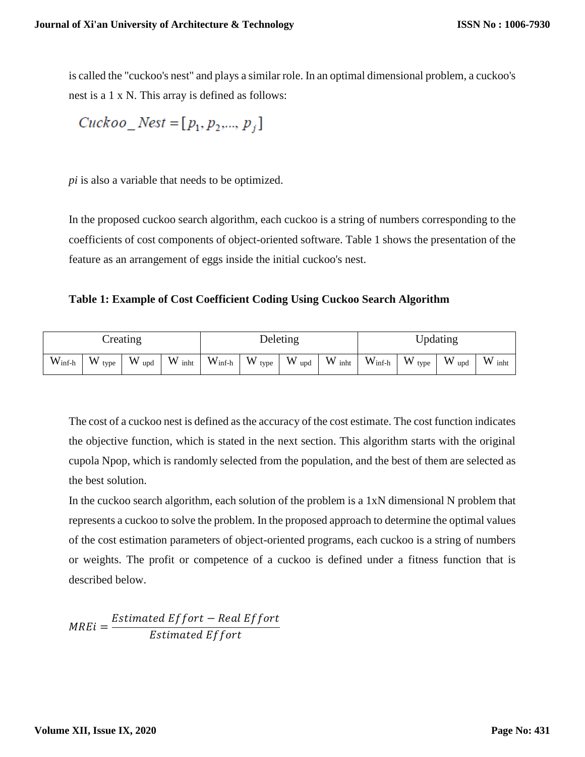is called the "cuckoo's nest" and plays a similar role. In an optimal dimensional problem, a cuckoo's nest is a 1 x N. This array is defined as follows:

$$Cuckoo\_Nest = [p_1, p_2, ..., p_j]$$

*pi* is also a variable that needs to be optimized.

In the proposed cuckoo search algorithm, each cuckoo is a string of numbers corresponding to the coefficients of cost components of object-oriented software. Table 1 shows the presentation of the feature as an arrangement of eggs inside the initial cuckoo's nest.

**Table 1: Example of Cost Coefficient Coding Using Cuckoo Search Algorithm**

| Creating | | | | Deleting | | | | Updating | | | |
|---|---|---|---|---|---|---|---|---|---|---|---|
| $W_{inf-h}$ | $W_{type}$ | $W_{upd}$ | $W_{inht}$ | $W_{inf-h}$ | $W_{type}$ | $W_{upd}$ | $W_{inht}$ | $W_{inf-h}$ | $W_{type}$ | $W_{upd}$ | $W_{inht}$ |

The cost of a cuckoo nest is defined as the accuracy of the cost estimate. The cost function indicates the objective function, which is stated in the next section. This algorithm starts with the original cupola Npop, which is randomly selected from the population, and the best of them are selected as the best solution.

In the cuckoo search algorithm, each solution of the problem is a 1xN dimensional N problem that represents a cuckoo to solve the problem. In the proposed approach to determine the optimal values of the cost estimation parameters of object-oriented programs, each cuckoo is a string of numbers or weights. The profit or competence of a cuckoo is defined under a fitness function that is described below.

$$MREi = \frac{Estimated\ Effort - Real\ Effort}{Estimated\ Effort}$$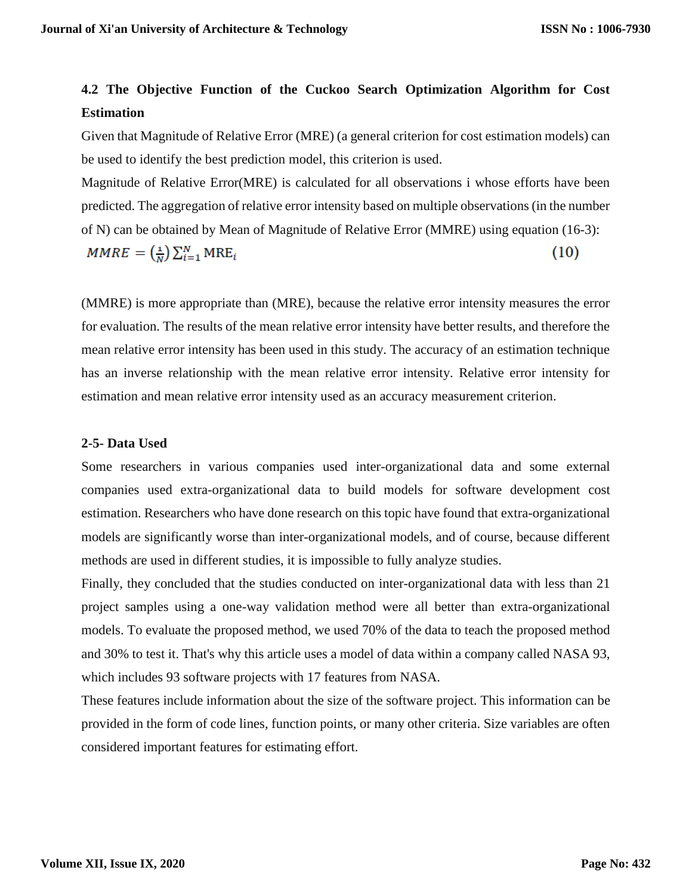### 4.2 The Objective Function of the Cuckoo Search Optimization Algorithm for Cost Estimation

Given that Magnitude of Relative Error (MRE) (a general criterion for cost estimation models) can be used to identify the best prediction model, this criterion is used.

Magnitude of Relative Error(MRE) is calculated for all observations i whose efforts have been predicted. The aggregation of relative error intensity based on multiple observations (in the number of N) can be obtained by Mean of Magnitude of Relative Error (MMRE) using equation (16-3):

$$MMRE = \left(\frac{1}{N}\right) \sum_{i=1}^{N} \mathrm{MRE}_i \tag{10}$$

(MMRE) is more appropriate than (MRE), because the relative error intensity measures the error for evaluation. The results of the mean relative error intensity have better results, and therefore the mean relative error intensity has been used in this study. The accuracy of an estimation technique has an inverse relationship with the mean relative error intensity. Relative error intensity for estimation and mean relative error intensity used as an accuracy measurement criterion.

### 2-5- Data Used

Some researchers in various companies used inter-organizational data and some external companies used extra-organizational data to build models for software development cost estimation. Researchers who have done research on this topic have found that extra-organizational models are significantly worse than inter-organizational models, and of course, because different methods are used in different studies, it is impossible to fully analyze studies.

Finally, they concluded that the studies conducted on inter-organizational data with less than 21 project samples using a one-way validation method were all better than extra-organizational models. To evaluate the proposed method, we used 70% of the data to teach the proposed method and 30% to test it. That's why this article uses a model of data within a company called NASA 93, which includes 93 software projects with 17 features from NASA.

These features include information about the size of the software project. This information can be provided in the form of code lines, function points, or many other criteria. Size variables are often considered important features for estimating effort.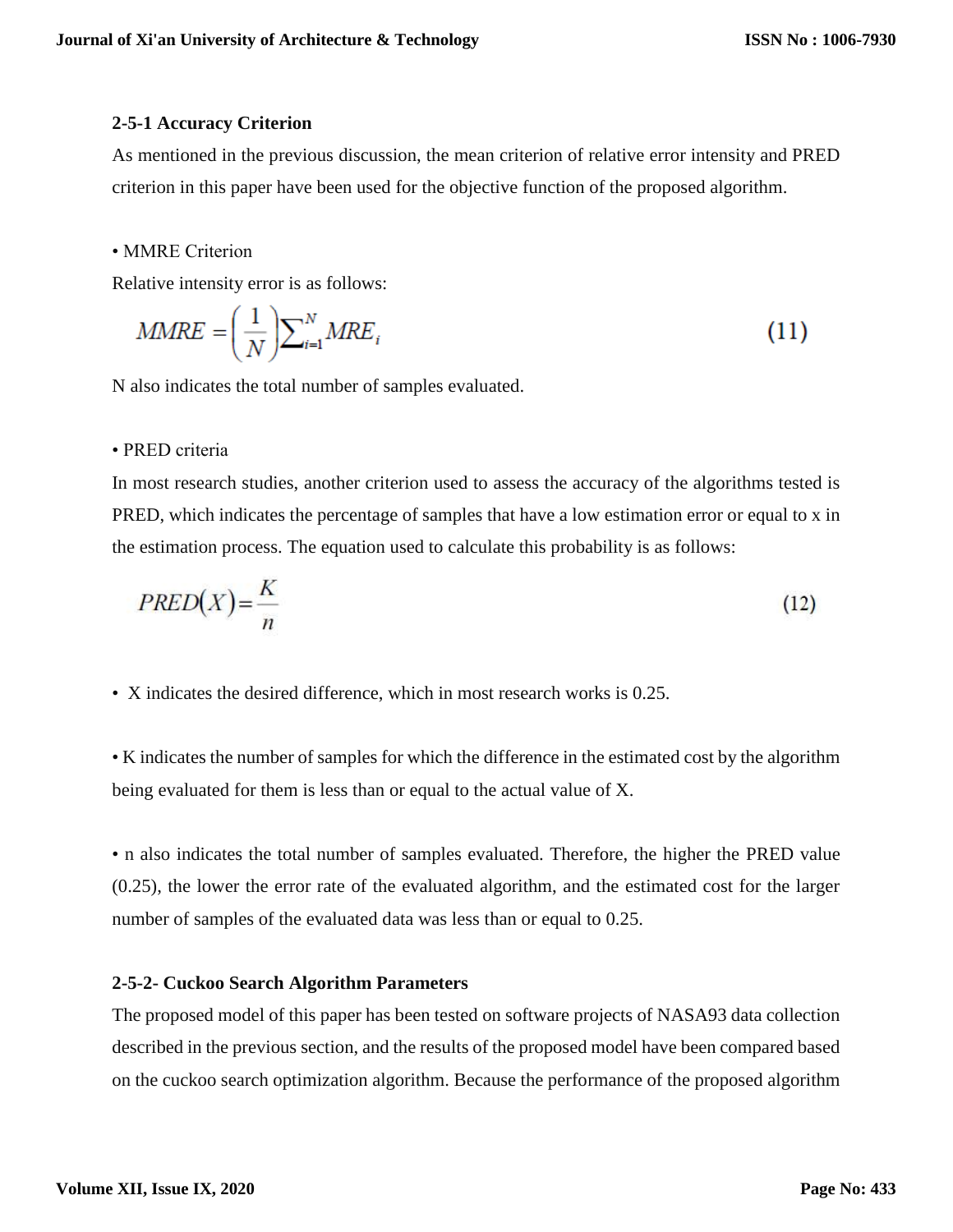### 2-5-1 Accuracy Criterion

As mentioned in the previous discussion, the mean criterion of relative error intensity and PRED criterion in this paper have been used for the objective function of the proposed algorithm.

• MMRE Criterion

Relative intensity error is as follows:

$$MMRE = \left(\frac{1}{N}\right)\sum_{i=1}^{N} MRE_i \tag{11}$$

N also indicates the total number of samples evaluated.

• PRED criteria

In most research studies, another criterion used to assess the accuracy of the algorithms tested is PRED, which indicates the percentage of samples that have a low estimation error or equal to x in the estimation process. The equation used to calculate this probability is as follows:

$$PRED(X) = \frac{K}{n} \tag{12}$$

• X indicates the desired difference, which in most research works is 0.25.

• K indicates the number of samples for which the difference in the estimated cost by the algorithm being evaluated for them is less than or equal to the actual value of X.

• n also indicates the total number of samples evaluated. Therefore, the higher the PRED value (0.25), the lower the error rate of the evaluated algorithm, and the estimated cost for the larger number of samples of the evaluated data was less than or equal to 0.25.

### 2-5-2- Cuckoo Search Algorithm Parameters

The proposed model of this paper has been tested on software projects of NASA93 data collection described in the previous section, and the results of the proposed model have been compared based on the cuckoo search optimization algorithm. Because the performance of the proposed algorithm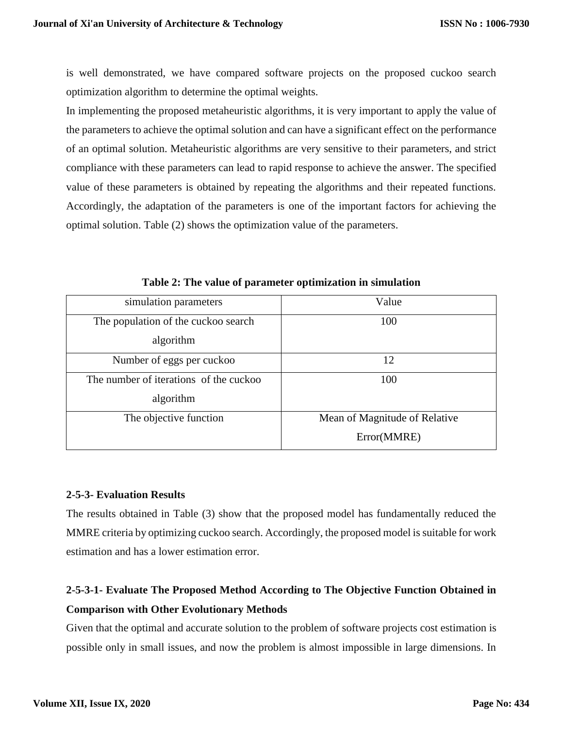is well demonstrated, we have compared software projects on the proposed cuckoo search optimization algorithm to determine the optimal weights.

In implementing the proposed metaheuristic algorithms, it is very important to apply the value of the parameters to achieve the optimal solution and can have a significant effect on the performance of an optimal solution. Metaheuristic algorithms are very sensitive to their parameters, and strict compliance with these parameters can lead to rapid response to achieve the answer. The specified value of these parameters is obtained by repeating the algorithms and their repeated functions. Accordingly, the adaptation of the parameters is one of the important factors for achieving the optimal solution. Table (2) shows the optimization value of the parameters.

**Table 2: The value of parameter optimization in simulation**

| simulation parameters | Value |
| --- | --- |
| The population of the cuckoo search algorithm | 100 |
| Number of eggs per cuckoo | 12 |
| The number of iterations of the cuckoo algorithm | 100 |
| The objective function | Mean of Magnitude of Relative Error(MMRE) |

### 2-5-3- Evaluation Results

The results obtained in Table (3) show that the proposed model has fundamentally reduced the MMRE criteria by optimizing cuckoo search. Accordingly, the proposed model is suitable for work estimation and has a lower estimation error.

### 2-5-3-1- Evaluate The Proposed Method According to The Objective Function Obtained in Comparison with Other Evolutionary Methods

Given that the optimal and accurate solution to the problem of software projects cost estimation is possible only in small issues, and now the problem is almost impossible in large dimensions. In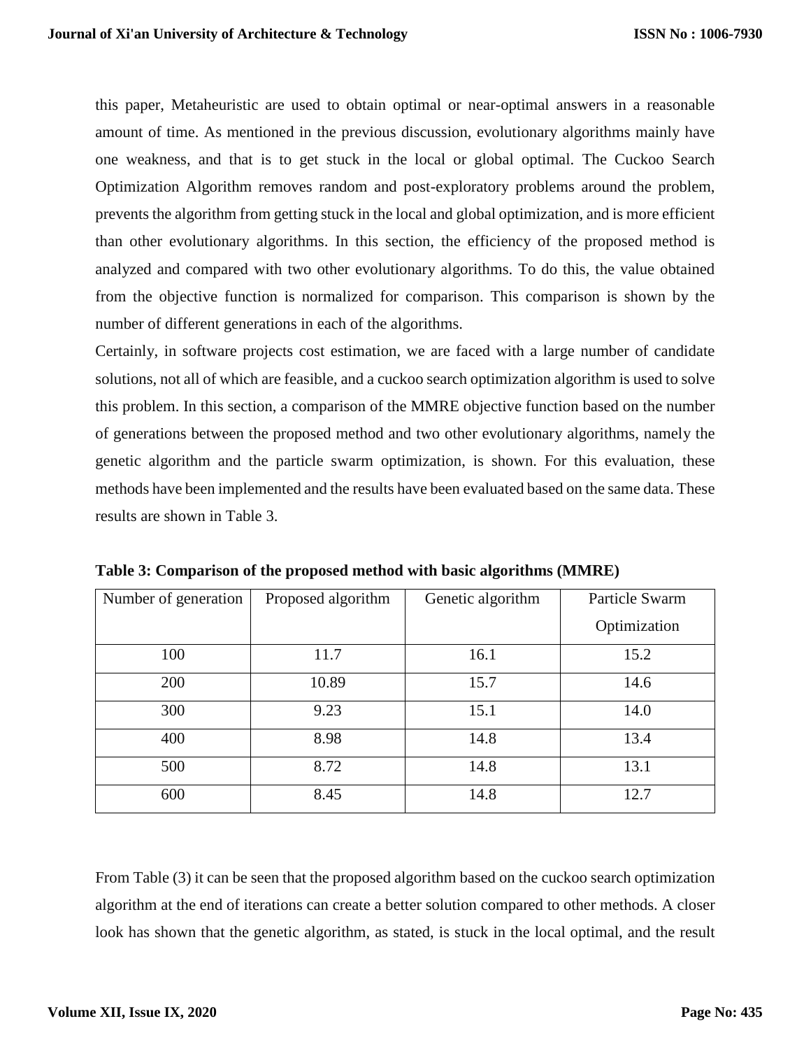this paper, Metaheuristic are used to obtain optimal or near-optimal answers in a reasonable amount of time. As mentioned in the previous discussion, evolutionary algorithms mainly have one weakness, and that is to get stuck in the local or global optimal. The Cuckoo Search Optimization Algorithm removes random and post-exploratory problems around the problem, prevents the algorithm from getting stuck in the local and global optimization, and is more efficient than other evolutionary algorithms. In this section, the efficiency of the proposed method is analyzed and compared with two other evolutionary algorithms. To do this, the value obtained from the objective function is normalized for comparison. This comparison is shown by the number of different generations in each of the algorithms.

Certainly, in software projects cost estimation, we are faced with a large number of candidate solutions, not all of which are feasible, and a cuckoo search optimization algorithm is used to solve this problem. In this section, a comparison of the MMRE objective function based on the number of generations between the proposed method and two other evolutionary algorithms, namely the genetic algorithm and the particle swarm optimization, is shown. For this evaluation, these methods have been implemented and the results have been evaluated based on the same data. These results are shown in Table 3.

**Table 3: Comparison of the proposed method with basic algorithms (MMRE)**

| Number of generation | Proposed algorithm | Genetic algorithm | Particle Swarm Optimization |
|---|---|---|---|
| 100 | 11.7 | 16.1 | 15.2 |
| 200 | 10.89 | 15.7 | 14.6 |
| 300 | 9.23 | 15.1 | 14.0 |
| 400 | 8.98 | 14.8 | 13.4 |
| 500 | 8.72 | 14.8 | 13.1 |
| 600 | 8.45 | 14.8 | 12.7 |

From Table (3) it can be seen that the proposed algorithm based on the cuckoo search optimization algorithm at the end of iterations can create a better solution compared to other methods. A closer look has shown that the genetic algorithm, as stated, is stuck in the local optimal, and the result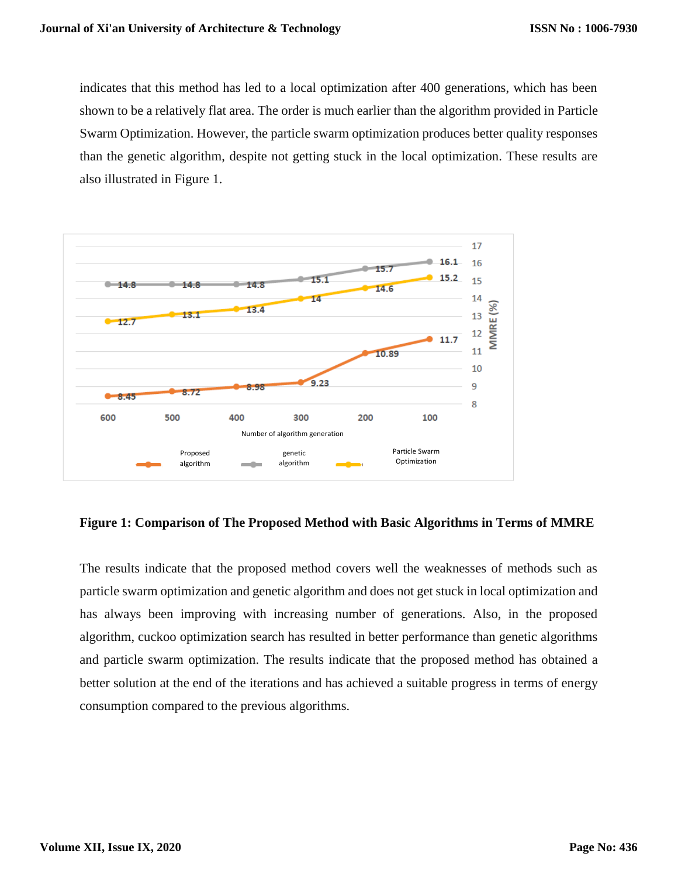indicates that this method has led to a local optimization after 400 generations, which has been shown to be a relatively flat area. The order is much earlier than the algorithm provided in Particle Swarm Optimization. However, the particle swarm optimization produces better quality responses than the genetic algorithm, despite not getting stuck in the local optimization. These results are also illustrated in Figure 1.

**Figure 1: Comparison of The Proposed Method with Basic Algorithms in Terms of MMRE**

The results indicate that the proposed method covers well the weaknesses of methods such as particle swarm optimization and genetic algorithm and does not get stuck in local optimization and has always been improving with increasing number of generations. Also, in the proposed algorithm, cuckoo optimization search has resulted in better performance than genetic algorithms and particle swarm optimization. The results indicate that the proposed method has obtained a better solution at the end of the iterations and has achieved a suitable progress in terms of energy consumption compared to the previous algorithms.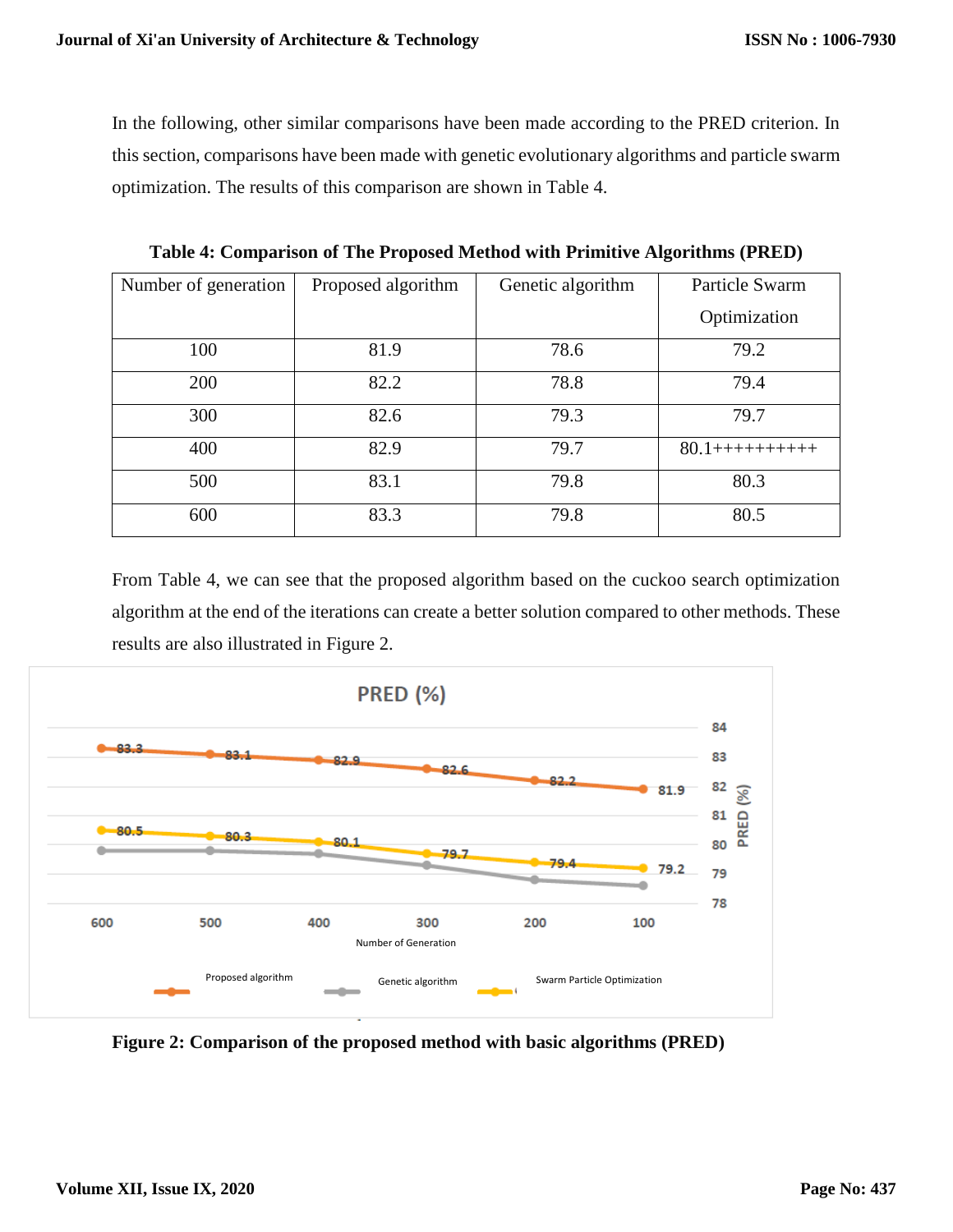In the following, other similar comparisons have been made according to the PRED criterion. In this section, comparisons have been made with genetic evolutionary algorithms and particle swarm optimization. The results of this comparison are shown in Table 4.

**Table 4: Comparison of The Proposed Method with Primitive Algorithms (PRED)**

| Number of generation | Proposed algorithm | Genetic algorithm | Particle Swarm Optimization |
|---|---|---|---|
| 100 | 81.9 | 78.6 | 79.2 |
| 200 | 82.2 | 78.8 | 79.4 |
| 300 | 82.6 | 79.3 | 79.7 |
| 400 | 82.9 | 79.7 | 80.1++++++++++ |
| 500 | 83.1 | 79.8 | 80.3 |
| 600 | 83.3 | 79.8 | 80.5 |

From Table 4, we can see that the proposed algorithm based on the cuckoo search optimization algorithm at the end of the iterations can create a better solution compared to other methods. These results are also illustrated in Figure 2.

**Figure 2: Comparison of the proposed method with basic algorithms (PRED)**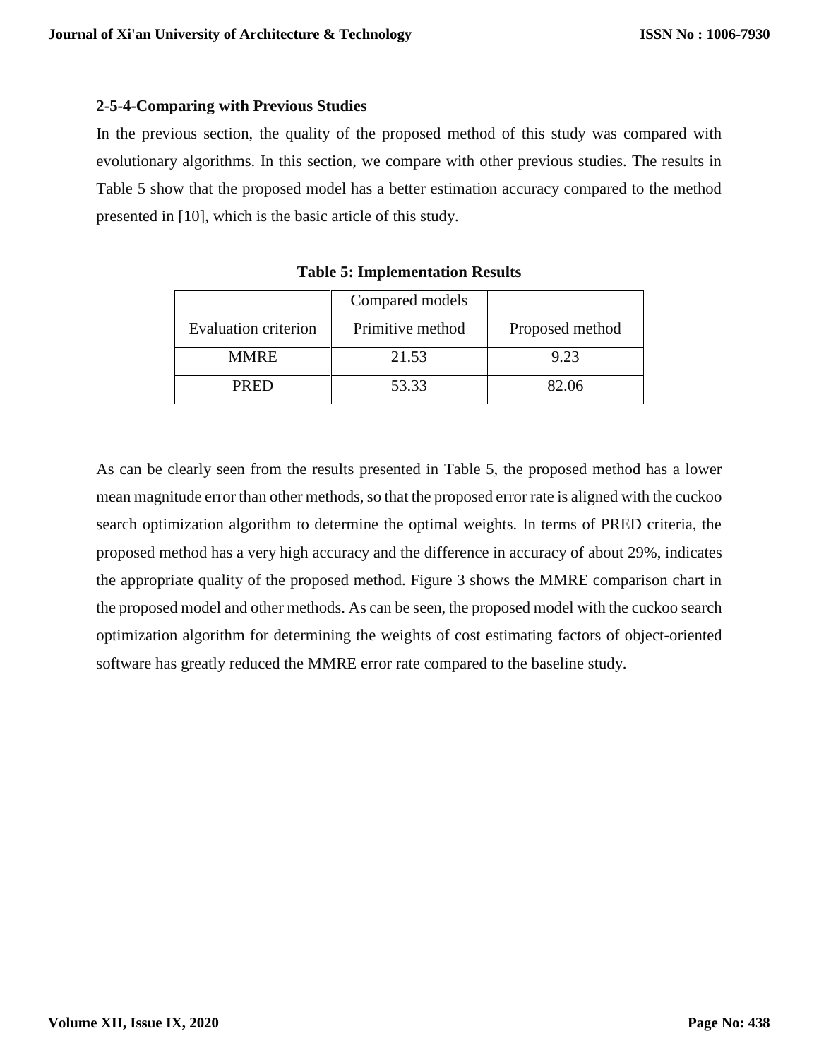### 2-5-4-Comparing with Previous Studies

In the previous section, the quality of the proposed method of this study was compared with evolutionary algorithms. In this section, we compare with other previous studies. The results in Table 5 show that the proposed model has a better estimation accuracy compared to the method presented in [10], which is the basic article of this study.

**Table 5: Implementation Results**

| | Compared models | |
|---|---|---|
| Evaluation criterion | Primitive method | Proposed method |
| MMRE | 21.53 | 9.23 |
| PRED | 53.33 | 82.06 |

As can be clearly seen from the results presented in Table 5, the proposed method has a lower mean magnitude error than other methods, so that the proposed error rate is aligned with the cuckoo search optimization algorithm to determine the optimal weights. In terms of PRED criteria, the proposed method has a very high accuracy and the difference in accuracy of about 29%, indicates the appropriate quality of the proposed method. Figure 3 shows the MMRE comparison chart in the proposed model and other methods. As can be seen, the proposed model with the cuckoo search optimization algorithm for determining the weights of cost estimating factors of object-oriented software has greatly reduced the MMRE error rate compared to the baseline study.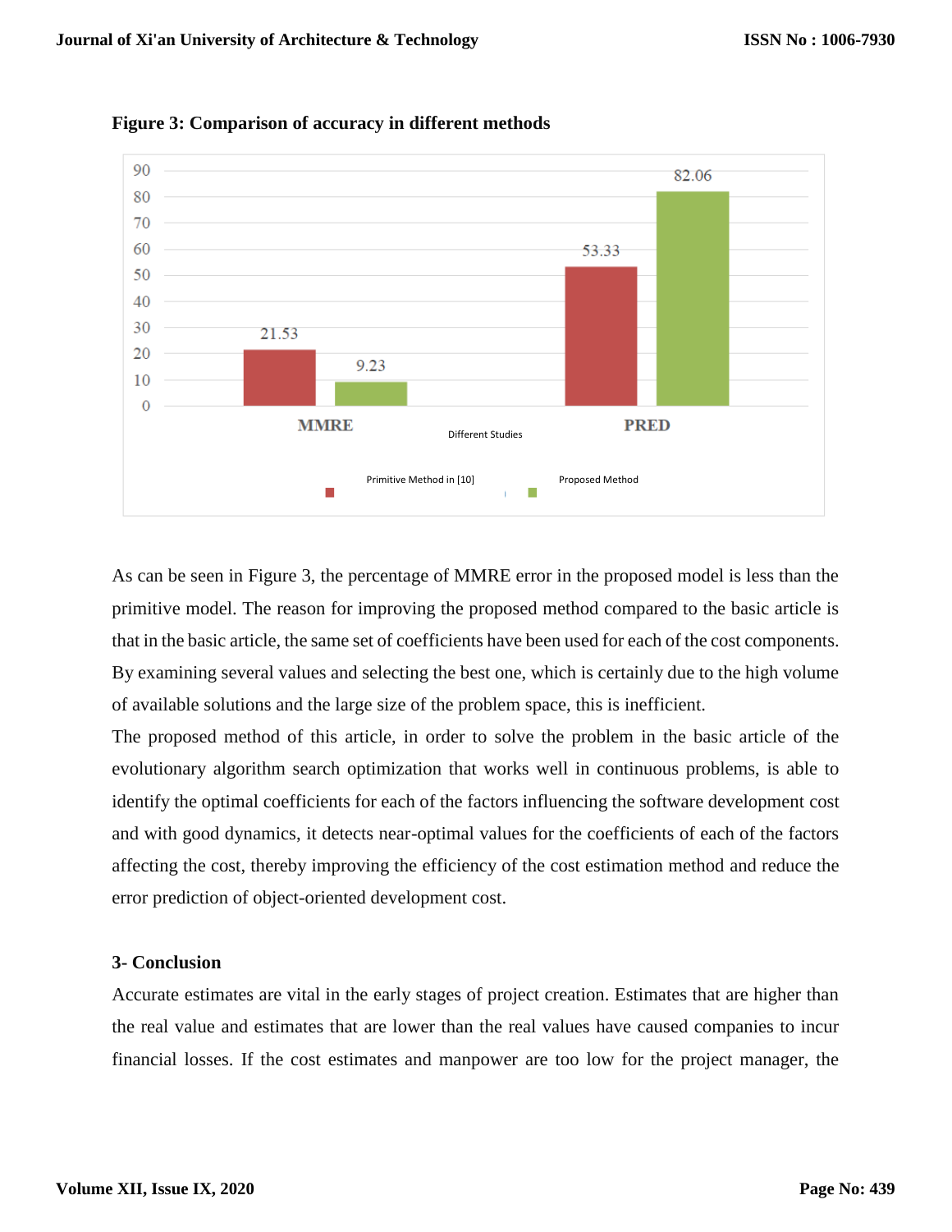**Figure 3: Comparison of accuracy in different methods**

As can be seen in Figure 3, the percentage of MMRE error in the proposed model is less than the primitive model. The reason for improving the proposed method compared to the basic article is that in the basic article, the same set of coefficients have been used for each of the cost components. By examining several values and selecting the best one, which is certainly due to the high volume of available solutions and the large size of the problem space, this is inefficient.

The proposed method of this article, in order to solve the problem in the basic article of the evolutionary algorithm search optimization that works well in continuous problems, is able to identify the optimal coefficients for each of the factors influencing the software development cost and with good dynamics, it detects near-optimal values for the coefficients of each of the factors affecting the cost, thereby improving the efficiency of the cost estimation method and reduce the error prediction of object-oriented development cost.

## 3- Conclusion

Accurate estimates are vital in the early stages of project creation. Estimates that are higher than the real value and estimates that are lower than the real values have caused companies to incur financial losses. If the cost estimates and manpower are too low for the project manager, the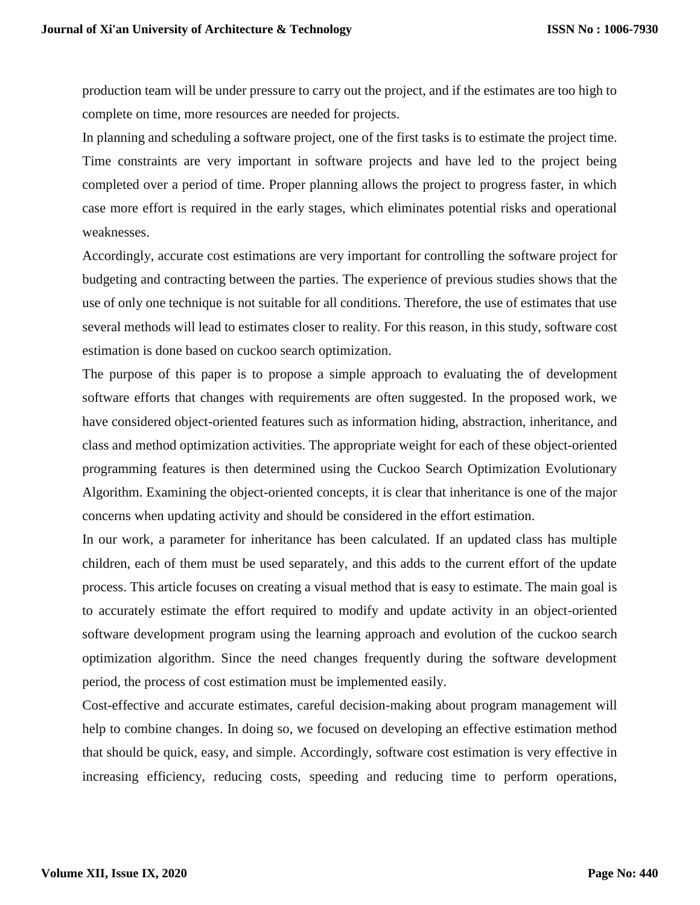production team will be under pressure to carry out the project, and if the estimates are too high to complete on time, more resources are needed for projects.

In planning and scheduling a software project, one of the first tasks is to estimate the project time. Time constraints are very important in software projects and have led to the project being completed over a period of time. Proper planning allows the project to progress faster, in which case more effort is required in the early stages, which eliminates potential risks and operational weaknesses.

Accordingly, accurate cost estimations are very important for controlling the software project for budgeting and contracting between the parties. The experience of previous studies shows that the use of only one technique is not suitable for all conditions. Therefore, the use of estimates that use several methods will lead to estimates closer to reality. For this reason, in this study, software cost estimation is done based on cuckoo search optimization.

The purpose of this paper is to propose a simple approach to evaluating the of development software efforts that changes with requirements are often suggested. In the proposed work, we have considered object-oriented features such as information hiding, abstraction, inheritance, and class and method optimization activities. The appropriate weight for each of these object-oriented programming features is then determined using the Cuckoo Search Optimization Evolutionary Algorithm. Examining the object-oriented concepts, it is clear that inheritance is one of the major concerns when updating activity and should be considered in the effort estimation.

In our work, a parameter for inheritance has been calculated. If an updated class has multiple children, each of them must be used separately, and this adds to the current effort of the update process. This article focuses on creating a visual method that is easy to estimate. The main goal is to accurately estimate the effort required to modify and update activity in an object-oriented software development program using the learning approach and evolution of the cuckoo search optimization algorithm. Since the need changes frequently during the software development period, the process of cost estimation must be implemented easily.

Cost-effective and accurate estimates, careful decision-making about program management will help to combine changes. In doing so, we focused on developing an effective estimation method that should be quick, easy, and simple. Accordingly, software cost estimation is very effective in increasing efficiency, reducing costs, speeding and reducing time to perform operations,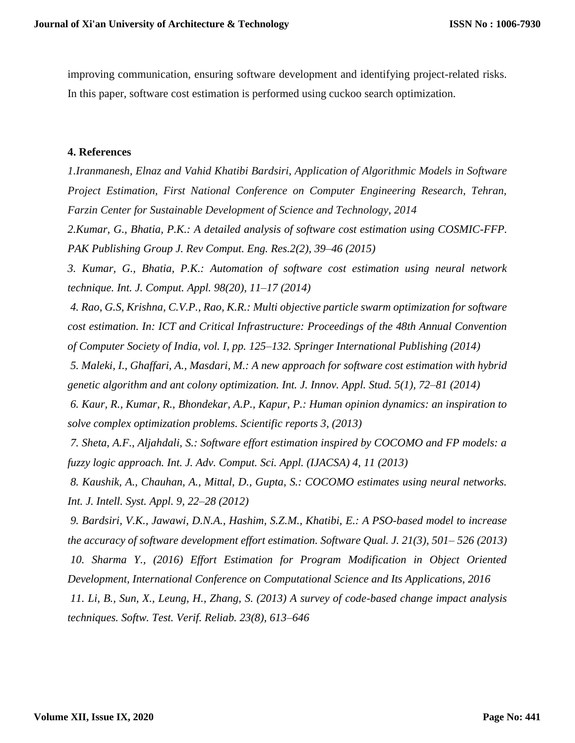improving communication, ensuring software development and identifying project-related risks. In this paper, software cost estimation is performed using cuckoo search optimization.

### 4. References

*1.Iranmanesh, Elnaz and Vahid Khatibi Bardsiri, Application of Algorithmic Models in Software Project Estimation, First National Conference on Computer Engineering Research, Tehran, Farzin Center for Sustainable Development of Science and Technology, 2014*

*2.Kumar, G., Bhatia, P.K.: A detailed analysis of software cost estimation using COSMIC-FFP. PAK Publishing Group J. Rev Comput. Eng. Res.2(2), 39–46 (2015)*

*3. Kumar, G., Bhatia, P.K.: Automation of software cost estimation using neural network technique. Int. J. Comput. Appl. 98(20), 11–17 (2014)*

*4. Rao, G.S, Krishna, C.V.P., Rao, K.R.: Multi objective particle swarm optimization for software cost estimation. In: ICT and Critical Infrastructure: Proceedings of the 48th Annual Convention of Computer Society of India, vol. I, pp. 125–132. Springer International Publishing (2014)*

*5. Maleki, I., Ghaffari, A., Masdari, M.: A new approach for software cost estimation with hybrid genetic algorithm and ant colony optimization. Int. J. Innov. Appl. Stud. 5(1), 72–81 (2014)*

*6. Kaur, R., Kumar, R., Bhondekar, A.P., Kapur, P.: Human opinion dynamics: an inspiration to solve complex optimization problems. Scientific reports 3, (2013)*

*7. Sheta, A.F., Aljahdali, S.: Software effort estimation inspired by COCOMO and FP models: a fuzzy logic approach. Int. J. Adv. Comput. Sci. Appl. (IJACSA) 4, 11 (2013)*

*8. Kaushik, A., Chauhan, A., Mittal, D., Gupta, S.: COCOMO estimates using neural networks. Int. J. Intell. Syst. Appl. 9, 22–28 (2012)*

*9. Bardsiri, V.K., Jawawi, D.N.A., Hashim, S.Z.M., Khatibi, E.: A PSO-based model to increase the accuracy of software development effort estimation. Software Qual. J. 21(3), 501– 526 (2013)*

*10. Sharma Y., (2016) Effort Estimation for Program Modification in Object Oriented Development, International Conference on Computational Science and Its Applications, 2016*

*11. Li, B., Sun, X., Leung, H., Zhang, S. (2013) A survey of code-based change impact analysis techniques. Softw. Test. Verif. Reliab. 23(8), 613–646*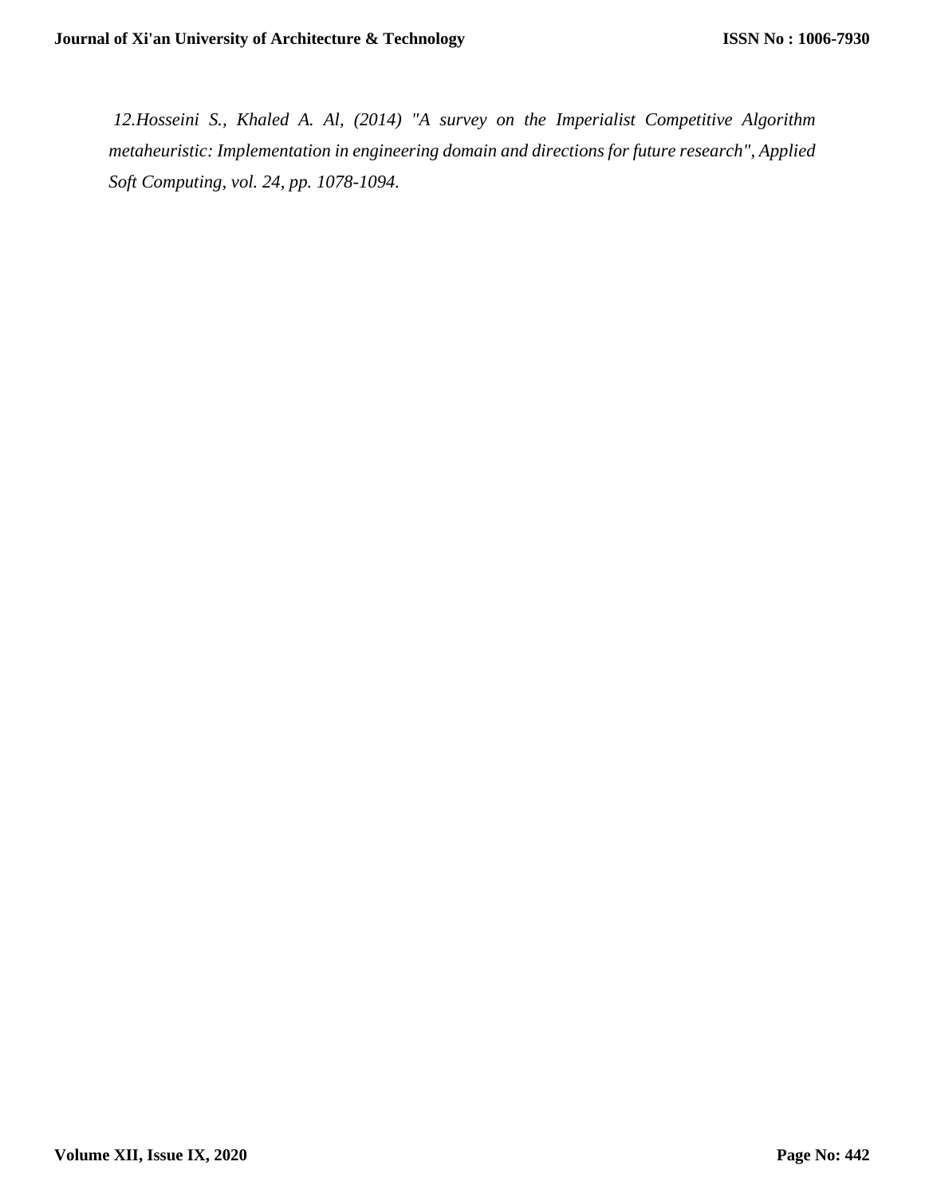*12.Hosseini S., Khaled A. Al, (2014) "A survey on the Imperialist Competitive Algorithm metaheuristic: Implementation in engineering domain and directions for future research", Applied Soft Computing, vol. 24, pp. 1078-1094.*